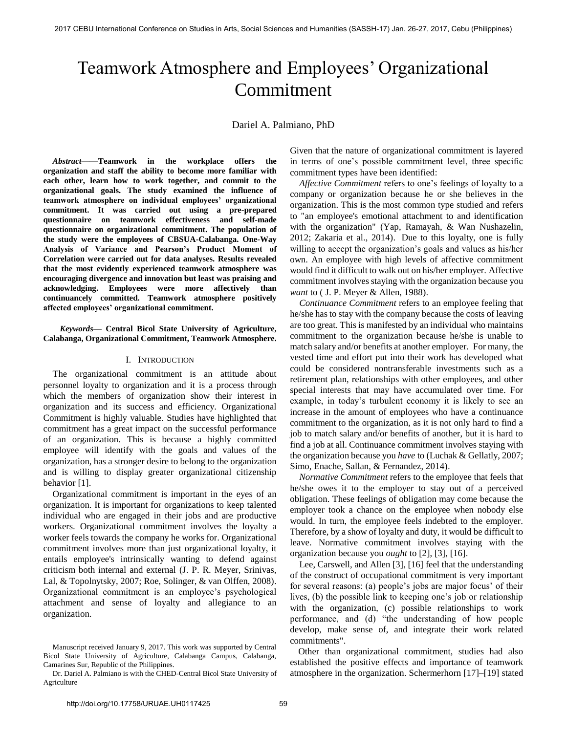# Teamwork Atmosphere and Employees' Organizational Commitment

Dariel A. Palmiano, PhD

***Abstract*——Teamwork in the workplace offers the organization and staff the ability to become more familiar with each other, learn how to work together, and commit to the organizational goals. The study examined the influence of teamwork atmosphere on individual employees' organizational commitment. It was carried out using a pre-prepared questionnaire on teamwork effectiveness and self-made questionnaire on organizational commitment. The population of the study were the employees of CBSUA-Calabanga. One-Way Analysis of Variance and Pearson's Product Moment of Correlation were carried out for data analyses. Results revealed that the most evidently experienced teamwork atmosphere was encouraging divergence and innovation but least was praising and acknowledging. Employees were more affectively than continuancely committed. Teamwork atmosphere positively affected employees' organizational commitment.**

***Keywords*— Central Bicol State University of Agriculture, Calabanga, Organizational Commitment, Teamwork Atmosphere.**

## I. Introduction

The organizational commitment is an attitude about personnel loyalty to organization and it is a process through which the members of organization show their interest in organization and its success and efficiency. Organizational Commitment is highly valuable. Studies have highlighted that commitment has a great impact on the successful performance of an organization. This is because a highly committed employee will identify with the goals and values of the organization, has a stronger desire to belong to the organization and is willing to display greater organizational citizenship behavior [1].

Organizational commitment is important in the eyes of an organization. It is important for organizations to keep talented individual who are engaged in their jobs and are productive workers. Organizational commitment involves the loyalty a worker feels towards the company he works for. Organizational commitment involves more than just organizational loyalty, it entails employee's intrinsically wanting to defend against criticism both internal and external (J. P. R. Meyer, Srinivas, Lal, & Topolnytsky, 2007; Roe, Solinger, & van Olffen, 2008). Organizational commitment is an employee's psychological attachment and sense of loyalty and allegiance to an organization.

Given that the nature of organizational commitment is layered in terms of one's possible commitment level, three specific commitment types have been identified:

*Affective Commitment* refers to one's feelings of loyalty to a company or organization because he or she believes in the organization. This is the most common type studied and refers to "an employee's emotional attachment to and identification with the organization" (Yap, Ramayah, & Wan Nushazelin, 2012; Zakaria et al., 2014). Due to this loyalty, one is fully willing to accept the organization's goals and values as his/her own. An employee with high levels of affective commitment would find it difficult to walk out on his/her employer. Affective commitment involves staying with the organization because you *want* to ( J. P. Meyer & Allen, 1988).

*Continuance Commitment* refers to an employee feeling that he/she has to stay with the company because the costs of leaving are too great. This is manifested by an individual who maintains commitment to the organization because he/she is unable to match salary and/or benefits at another employer. For many, the vested time and effort put into their work has developed what could be considered nontransferable investments such as a retirement plan, relationships with other employees, and other special interests that may have accumulated over time. For example, in today's turbulent economy it is likely to see an increase in the amount of employees who have a continuance commitment to the organization, as it is not only hard to find a job to match salary and/or benefits of another, but it is hard to find a job at all. Continuance commitment involves staying with the organization because you *have* to (Luchak & Gellatly, 2007; Simo, Enache, Sallan, & Fernandez, 2014).

*Normative Commitment* refers to the employee that feels that he/she owes it to the employer to stay out of a perceived obligation. These feelings of obligation may come because the employer took a chance on the employee when nobody else would. In turn, the employee feels indebted to the employer. Therefore, by a show of loyalty and duty, it would be difficult to leave. Normative commitment involves staying with the organization because you *ought* to [2], [3], [16].

Lee, Carswell, and Allen [3], [16] feel that the understanding of the construct of occupational commitment is very important for several reasons: (a) people's jobs are major focus' of their lives, (b) the possible link to keeping one's job or relationship with the organization, (c) possible relationships to work performance, and (d) "the understanding of how people develop, make sense of, and integrate their work related commitments".

Other than organizational commitment, studies had also established the positive effects and importance of teamwork atmosphere in the organization. Schermerhorn [17]–[19] stated

Manuscript received January 9, 2017. This work was supported by Central Bicol State University of Agriculture, Calabanga Campus, Calabanga, Camarines Sur, Republic of the Philippines.

Dr. Dariel A. Palmiano is with the CHED-Central Bicol State University of Agriculture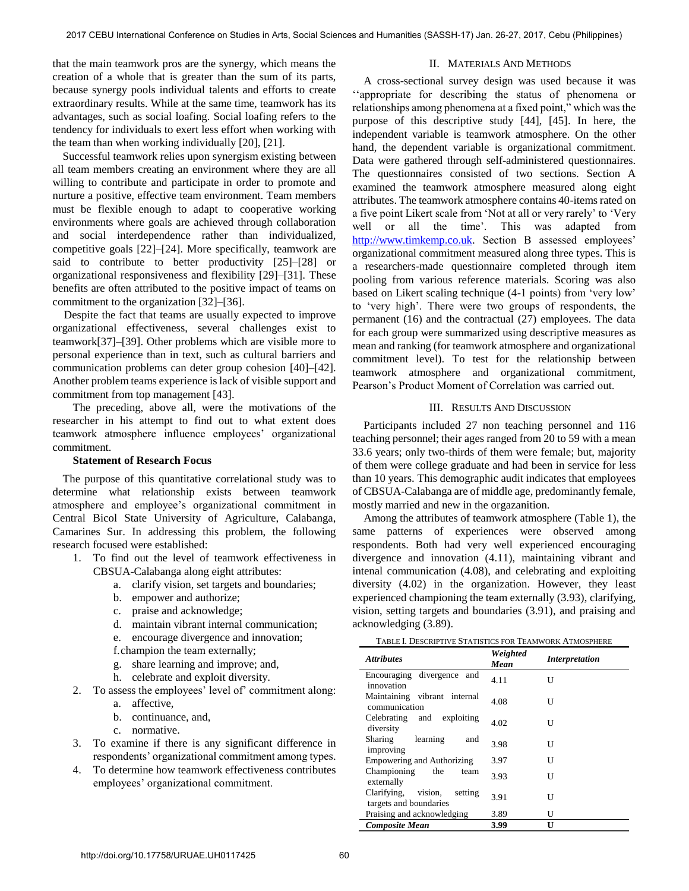that the main teamwork pros are the synergy, which means the creation of a whole that is greater than the sum of its parts, because synergy pools individual talents and efforts to create extraordinary results. While at the same time, teamwork has its advantages, such as social loafing. Social loafing refers to the tendency for individuals to exert less effort when working with the team than when working individually [20], [21].

Successful teamwork relies upon synergism existing between all team members creating an environment where they are all willing to contribute and participate in order to promote and nurture a positive, effective team environment. Team members must be flexible enough to adapt to cooperative working environments where goals are achieved through collaboration and social interdependence rather than individualized, competitive goals [22]–[24]. More specifically, teamwork are said to contribute to better productivity [25]–[28] or organizational responsiveness and flexibility [29]–[31]. These benefits are often attributed to the positive impact of teams on commitment to the organization [32]–[36].

Despite the fact that teams are usually expected to improve organizational effectiveness, several challenges exist to teamwork[37]–[39]. Other problems which are visible more to personal experience than in text, such as cultural barriers and communication problems can deter group cohesion [40]–[42]. Another problem teams experience is lack of visible support and commitment from top management [43].

The preceding, above all, were the motivations of the researcher in his attempt to find out to what extent does teamwork atmosphere influence employees' organizational commitment.

**Statement of Research Focus**

The purpose of this quantitative correlational study was to determine what relationship exists between teamwork atmosphere and employee's organizational commitment in Central Bicol State University of Agriculture, Calabanga, Camarines Sur. In addressing this problem, the following research focused were established:

1. To find out the level of teamwork effectiveness in CBSUA-Calabanga along eight attributes:
   a. clarify vision, set targets and boundaries;
   b. empower and authorize;
   c. praise and acknowledge;
   d. maintain vibrant internal communication;
   e. encourage divergence and innovation;
   f. champion the team externally;
   g. share learning and improve; and,
   h. celebrate and exploit diversity.
2. To assess the employees' level of' commitment along:
   a. affective,
   b. continuance, and,
   c. normative.
3. To examine if there is any significant difference in respondents' organizational commitment among types.
4. To determine how teamwork effectiveness contributes employees' organizational commitment.

## II. Materials And Methods

A cross-sectional survey design was used because it was ''appropriate for describing the status of phenomena or relationships among phenomena at a fixed point," which was the purpose of this descriptive study [44], [45]. In here, the independent variable is teamwork atmosphere. On the other hand, the dependent variable is organizational commitment. Data were gathered through self-administered questionnaires. The questionnaires consisted of two sections. Section A examined the teamwork atmosphere measured along eight attributes. The teamwork atmosphere contains 40-items rated on a five point Likert scale from 'Not at all or very rarely' to 'Very well or all the time'. This was adapted from http://www.timkemp.co.uk. Section B assessed employees' organizational commitment measured along three types. This is a researchers-made questionnaire completed through item pooling from various reference materials. Scoring was also based on Likert scaling technique (4-1 points) from 'very low' to 'very high'. There were two groups of respondents, the permanent (16) and the contractual (27) employees. The data for each group were summarized using descriptive measures as mean and ranking (for teamwork atmosphere and organizational commitment level). To test for the relationship between teamwork atmosphere and organizational commitment, Pearson's Product Moment of Correlation was carried out.

## III. Results And Discussion

Participants included 27 non teaching personnel and 116 teaching personnel; their ages ranged from 20 to 59 with a mean 33.6 years; only two-thirds of them were female; but, majority of them were college graduate and had been in service for less than 10 years. This demographic audit indicates that employees of CBSUA-Calabanga are of middle age, predominantly female, mostly married and new in the orgazanition.

Among the attributes of teamwork atmosphere (Table 1), the same patterns of experiences were observed among respondents. Both had very well experienced encouraging divergence and innovation (4.11), maintaining vibrant and intenal communication (4.08), and celebrating and exploiting diversity (4.02) in the organization. However, they least experienced championing the team externally (3.93), clarifying, vision, setting targets and boundaries (3.91), and praising and acknowledging (3.89).

TABLE I. DESCRIPTIVE STATISTICS FOR TEAMWORK ATMOSPHERE

| *Attributes* | *Weighted Mean* | *Interpretation* |
|---|---|---|
| Encouraging divergence and innovation | 4.11 | U |
| Maintaining vibrant internal communication | 4.08 | U |
| Celebrating and exploiting diversity | 4.02 | U |
| Sharing learning and improving | 3.98 | U |
| Empowering and Authorizing | 3.97 | U |
| Championing the team externally | 3.93 | U |
| Clarifying, vision, setting targets and boundaries | 3.91 | U |
| Praising and acknowledging | 3.89 | U |
| ***Composite Mean*** | **3.99** | **U** |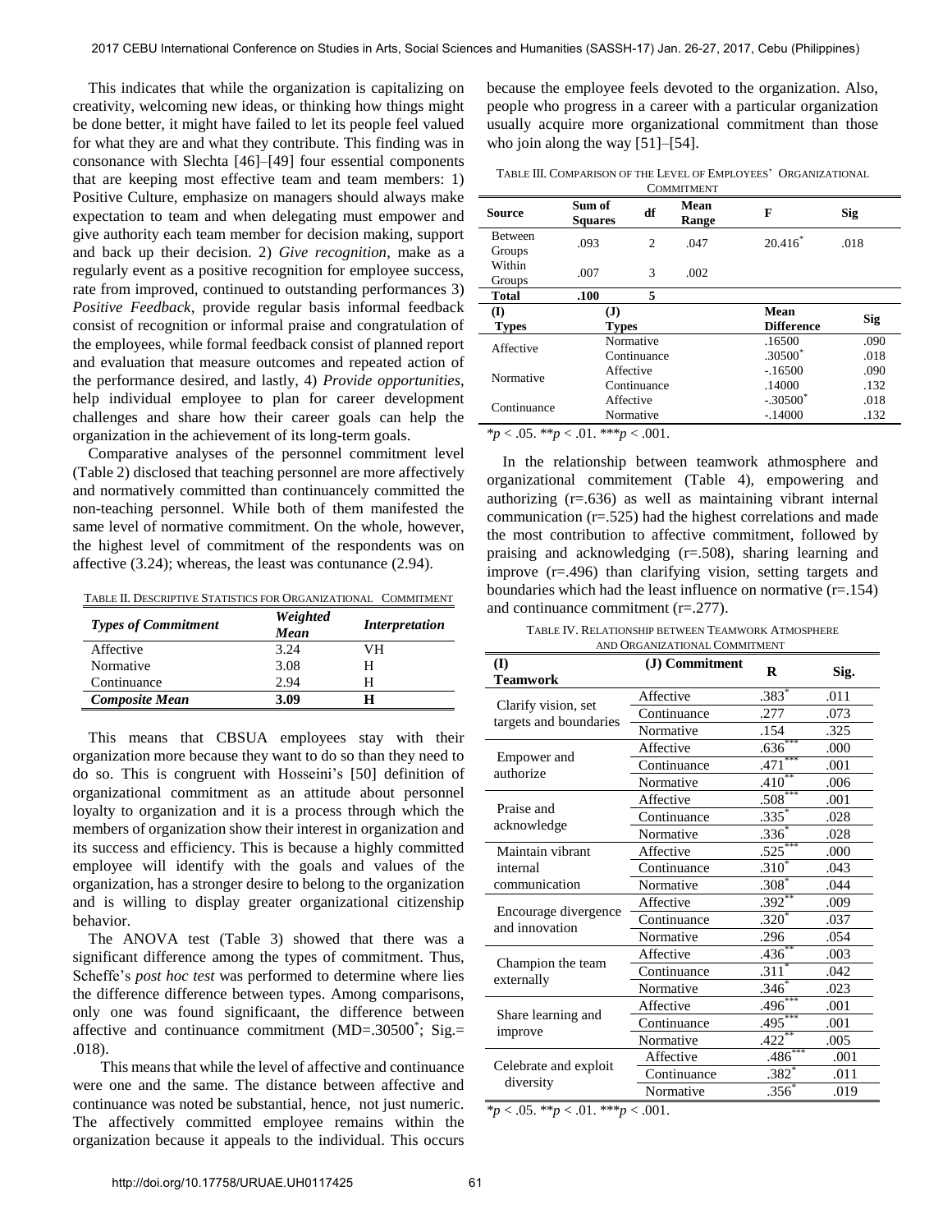This indicates that while the organization is capitalizing on creativity, welcoming new ideas, or thinking how things might be done better, it might have failed to let its people feel valued for what they are and what they contribute. This finding was in consonance with Slechta [46]–[49] four essential components that are keeping most effective team and team members: 1) Positive Culture, emphasize on managers should always make expectation to team and when delegating must empower and give authority each team member for decision making, support and back up their decision. 2) *Give recognition*, make as a regularly event as a positive recognition for employee success, rate from improved, continued to outstanding performances 3) *Positive Feedback*, provide regular basis informal feedback consist of recognition or informal praise and congratulation of the employees, while formal feedback consist of planned report and evaluation that measure outcomes and repeated action of the performance desired, and lastly, 4) *Provide opportunities*, help individual employee to plan for career development challenges and share how their career goals can help the organization in the achievement of its long-term goals.

Comparative analyses of the personnel commitment level (Table 2) disclosed that teaching personnel are more affectively and normatively committed than continuancely committed the non-teaching personnel. While both of them manifested the same level of normative commitment. On the whole, however, the highest level of commitment of the respondents was on affective (3.24); whereas, the least was contunance (2.94).

TABLE II. DESCRIPTIVE STATISTICS FOR ORGANIZATIONAL COMMITMENT

| *Types of Commitment* | *Weighted Mean* | *Interpretation* |
|---|---|---|
| Affective | 3.24 | VH |
| Normative | 3.08 | H |
| Continuance | 2.94 | H |
| ***Composite Mean*** | **3.09** | **H** |

This means that CBSUA employees stay with their organization more because they want to do so than they need to do so. This is congruent with Hosseini's [50] definition of organizational commitment as an attitude about personnel loyalty to organization and it is a process through which the members of organization show their interest in organization and its success and efficiency. This is because a highly committed employee will identify with the goals and values of the organization, has a stronger desire to belong to the organization and is willing to display greater organizational citizenship behavior.

The ANOVA test (Table 3) showed that there was a significant difference among the types of commitment. Thus, Scheffe's *post hoc test* was performed to determine where lies the difference difference between types. Among comparisons, only one was found significaant, the difference between affective and continuance commitment (MD=.30500*; Sig.= .018).

This means that while the level of affective and continuance were one and the same. The distance between affective and continuance was noted be substantial, hence, not just numeric. The affectively committed employee remains within the organization because it appeals to the individual. This occurs because the employee feels devoted to the organization. Also, people who progress in a career with a particular organization usually acquire more organizational commitment than those who join along the way [51]–[54].

TABLE III. COMPARISON OF THE LEVEL OF EMPLOYEES' ORGANIZATIONAL COMMITMENT

| Source | Sum of Squares | df | Mean Range | F | Sig |
|---|---|---|---|---|---|
| Between Groups | .093 | 2 | .047 | 20.416* | .018 |
| Within Groups | .007 | 3 | .002 | | |
| **Total** | **.100** | **5** | | | |

| (I) Types | (J) Types | Mean Difference | Sig |
|---|---|---|---|
| Affective | Normative | .16500 | .090 |
| | Continuance | .30500* | .018 |
| Normative | Affective | -.16500 | .090 |
| | Continuance | .14000 | .132 |
| Continuance | Affective | -.30500* | .018 |
| | Normative | -.14000 | .132 |

*$p < .05$. **$p < .01$. ***$p < .001$.

In the relationship between teamwork athmosphere and organizational commitement (Table 4), empowering and authorizing (r=.636) as well as maintaining vibrant internal communication (r=.525) had the highest correlations and made the most contribution to affective commitment, followed by praising and acknowledging (r=.508), sharing learning and improve (r=.496) than clarifying vision, setting targets and boundaries which had the least influence on normative (r=.154) and continuance commitment (r=.277).

TABLE IV. RELATIONSHIP BETWEEN TEAMWORK ATMOSPHERE AND ORGANIZATIONAL COMMITMENT

| (I) Teamwork | (J) Commitment | R | Sig. |
|---|---|---|---|
| Clarify vision, set targets and boundaries | Affective | .383* | .011 |
| | Continuance | .277 | .073 |
| | Normative | .154 | .325 |
| Empower and authorize | Affective | .636*** | .000 |
| | Continuance | .471*** | .001 |
| | Normative | .410** | .006 |
| Praise and acknowledge | Affective | .508*** | .001 |
| | Continuance | .335* | .028 |
| | Normative | .336* | .028 |
| Maintain vibrant internal communication | Affective | .525*** | .000 |
| | Continuance | .310* | .043 |
| | Normative | .308* | .044 |
| Encourage divergence and innovation | Affective | .392** | .009 |
| | Continuance | .320* | .037 |
| | Normative | .296 | .054 |
| Champion the team externally | Affective | .436** | .003 |
| | Continuance | .311* | .042 |
| | Normative | .346* | .023 |
| Share learning and improve | Affective | .496*** | .001 |
| | Continuance | .495*** | .001 |
| | Normative | .422** | .005 |
| Celebrate and exploit diversity | Affective | .486*** | .001 |
| | Continuance | .382* | .011 |
| | Normative | .356* | .019 |

*$p < .05$. **$p < .01$. ***$p < .001$.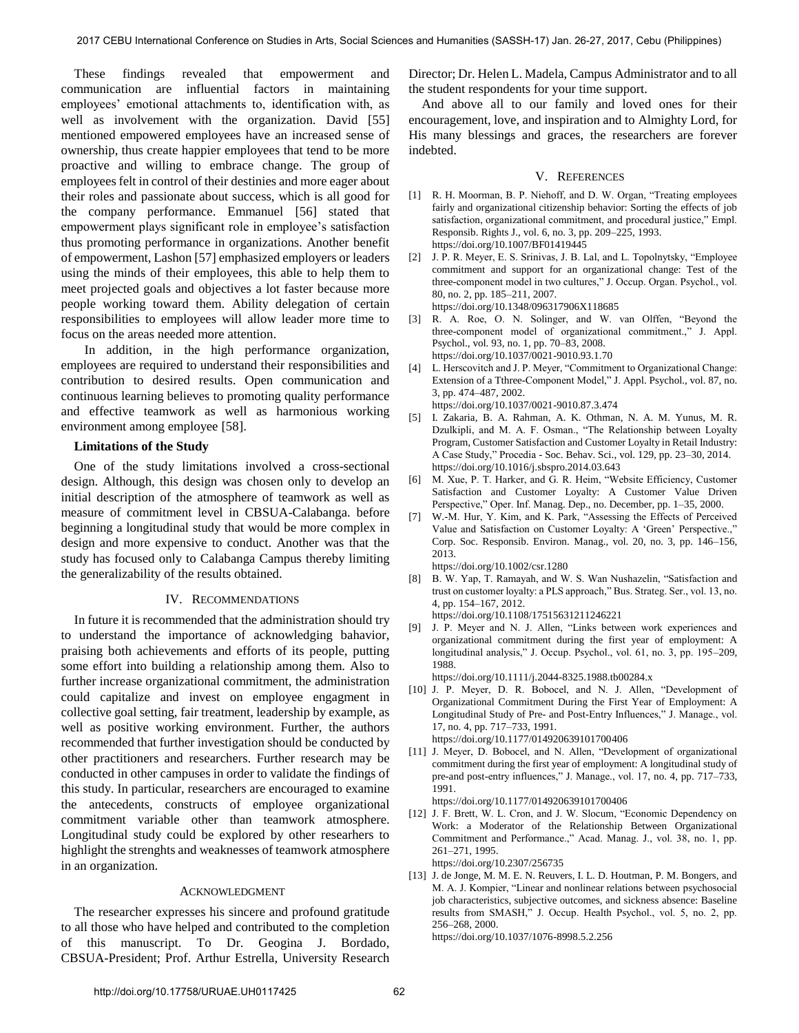These findings revealed that empowerment and communication are influential factors in maintaining employees' emotional attachments to, identification with, as well as involvement with the organization. David [55] mentioned empowered employees have an increased sense of ownership, thus create happier employees that tend to be more proactive and willing to embrace change. The group of employees felt in control of their destinies and more eager about their roles and passionate about success, which is all good for the company performance. Emmanuel [56] stated that empowerment plays significant role in employee's satisfaction thus promoting performance in organizations. Another benefit of empowerment, Lashon [57] emphasized employers or leaders using the minds of their employees, this able to help them to meet projected goals and objectives a lot faster because more people working toward them. Ability delegation of certain responsibilities to employees will allow leader more time to focus on the areas needed more attention.

In addition, in the high performance organization, employees are required to understand their responsibilities and contribution to desired results. Open communication and continuous learning believes to promoting quality performance and effective teamwork as well as harmonious working environment among employee [58].

**Limitations of the Study**

One of the study limitations involved a cross-sectional design. Although, this design was chosen only to develop an initial description of the atmosphere of teamwork as well as measure of commitment level in CBSUA-Calabanga. before beginning a longitudinal study that would be more complex in design and more expensive to conduct. Another was that the study has focused only to Calabanga Campus thereby limiting the generalizability of the results obtained.

## IV. Recommendations

In future it is recommended that the administration should try to understand the importance of acknowledging bahavior, praising both achievements and efforts of its people, putting some effort into building a relationship among them. Also to further increase organizational commitment, the administration could capitalize and invest on employee engagment in collective goal setting, fair treatment, leadership by example, as well as positive working environment. Further, the authors recommended that further investigation should be conducted by other practitioners and researchers. Further research may be conducted in other campuses in order to validate the findings of this study. In particular, researchers are encouraged to examine the antecedents, constructs of employee organizational commitment variable other than teamwork atmosphere. Longitudinal study could be explored by other researhers to highlight the strenghts and weaknesses of teamwork atmosphere in an organization.

## Acknowledgment

The researcher expresses his sincere and profound gratitude to all those who have helped and contributed to the completion of this manuscript. To Dr. Geogina J. Bordado, CBSUA-President; Prof. Arthur Estrella, University Research Director; Dr. Helen L. Madela, Campus Administrator and to all the student respondents for your time support.

And above all to our family and loved ones for their encouragement, love, and inspiration and to Almighty Lord, for His many blessings and graces, the researchers are forever indebted.

## V. References

[1] R. H. Moorman, B. P. Niehoff, and D. W. Organ, "Treating employees fairly and organizational citizenship behavior: Sorting the effects of job satisfaction, organizational commitment, and procedural justice," Empl. Responsib. Rights J., vol. 6, no. 3, pp. 209–225, 1993. https://doi.org/10.1007/BF01419445

[2] J. P. R. Meyer, E. S. Srinivas, J. B. Lal, and L. Topolnytsky, "Employee commitment and support for an organizational change: Test of the three-component model in two cultures," J. Occup. Organ. Psychol., vol. 80, no. 2, pp. 185–211, 2007. https://doi.org/10.1348/096317906X118685

[3] R. A. Roe, O. N. Solinger, and W. van Olffen, "Beyond the three-component model of organizational commitment.," J. Appl. Psychol., vol. 93, no. 1, pp. 70–83, 2008. https://doi.org/10.1037/0021-9010.93.1.70

[4] L. Herscovitch and J. P. Meyer, "Commitment to Organizational Change: Extension of a Tthree-Component Model," J. Appl. Psychol., vol. 87, no. 3, pp. 474–487, 2002. https://doi.org/10.1037/0021-9010.87.3.474

[5] I. Zakaria, B. A. Rahman, A. K. Othman, N. A. M. Yunus, M. R. Dzulkipli, and M. A. F. Osman., "The Relationship between Loyalty Program, Customer Satisfaction and Customer Loyalty in Retail Industry: A Case Study," Procedia - Soc. Behav. Sci., vol. 129, pp. 23–30, 2014. https://doi.org/10.1016/j.sbspro.2014.03.643

[6] M. Xue, P. T. Harker, and G. R. Heim, "Website Efficiency, Customer Satisfaction and Customer Loyalty: A Customer Value Driven Perspective," Oper. Inf. Manag. Dep., no. December, pp. 1–35, 2000.

[7] W.-M. Hur, Y. Kim, and K. Park, "Assessing the Effects of Perceived Value and Satisfaction on Customer Loyalty: A 'Green' Perspective.," Corp. Soc. Responsib. Environ. Manag., vol. 20, no. 3, pp. 146–156, 2013. https://doi.org/10.1002/csr.1280

[8] B. W. Yap, T. Ramayah, and W. S. Wan Nushazelin, "Satisfaction and trust on customer loyalty: a PLS approach," Bus. Strateg. Ser., vol. 13, no. 4, pp. 154–167, 2012. https://doi.org/10.1108/17515631211246221

[9] J. P. Meyer and N. J. Allen, "Links between work experiences and organizational commitment during the first year of employment: A longitudinal analysis," J. Occup. Psychol., vol. 61, no. 3, pp. 195–209, 1988. https://doi.org/10.1111/j.2044-8325.1988.tb00284.x

[10] J. P. Meyer, D. R. Bobocel, and N. J. Allen, "Development of Organizational Commitment During the First Year of Employment: A Longitudinal Study of Pre- and Post-Entry Influences," J. Manage., vol. 17, no. 4, pp. 717–733, 1991. https://doi.org/10.1177/014920639101700406

[11] J. Meyer, D. Bobocel, and N. Allen, "Development of organizational commitment during the first year of employment: A longitudinal study of pre-and post-entry influences," J. Manage., vol. 17, no. 4, pp. 717–733, 1991. https://doi.org/10.1177/014920639101700406

[12] J. F. Brett, W. L. Cron, and J. W. Slocum, "Economic Dependency on Work: a Moderator of the Relationship Between Organizational Commitment and Performance.," Acad. Manag. J., vol. 38, no. 1, pp. 261–271, 1995. https://doi.org/10.2307/256735

[13] J. de Jonge, M. M. E. N. Reuvers, I. L. D. Houtman, P. M. Bongers, and M. A. J. Kompier, "Linear and nonlinear relations between psychosocial job characteristics, subjective outcomes, and sickness absence: Baseline results from SMASH," J. Occup. Health Psychol., vol. 5, no. 2, pp. 256–268, 2000. https://doi.org/10.1037/1076-8998.5.2.256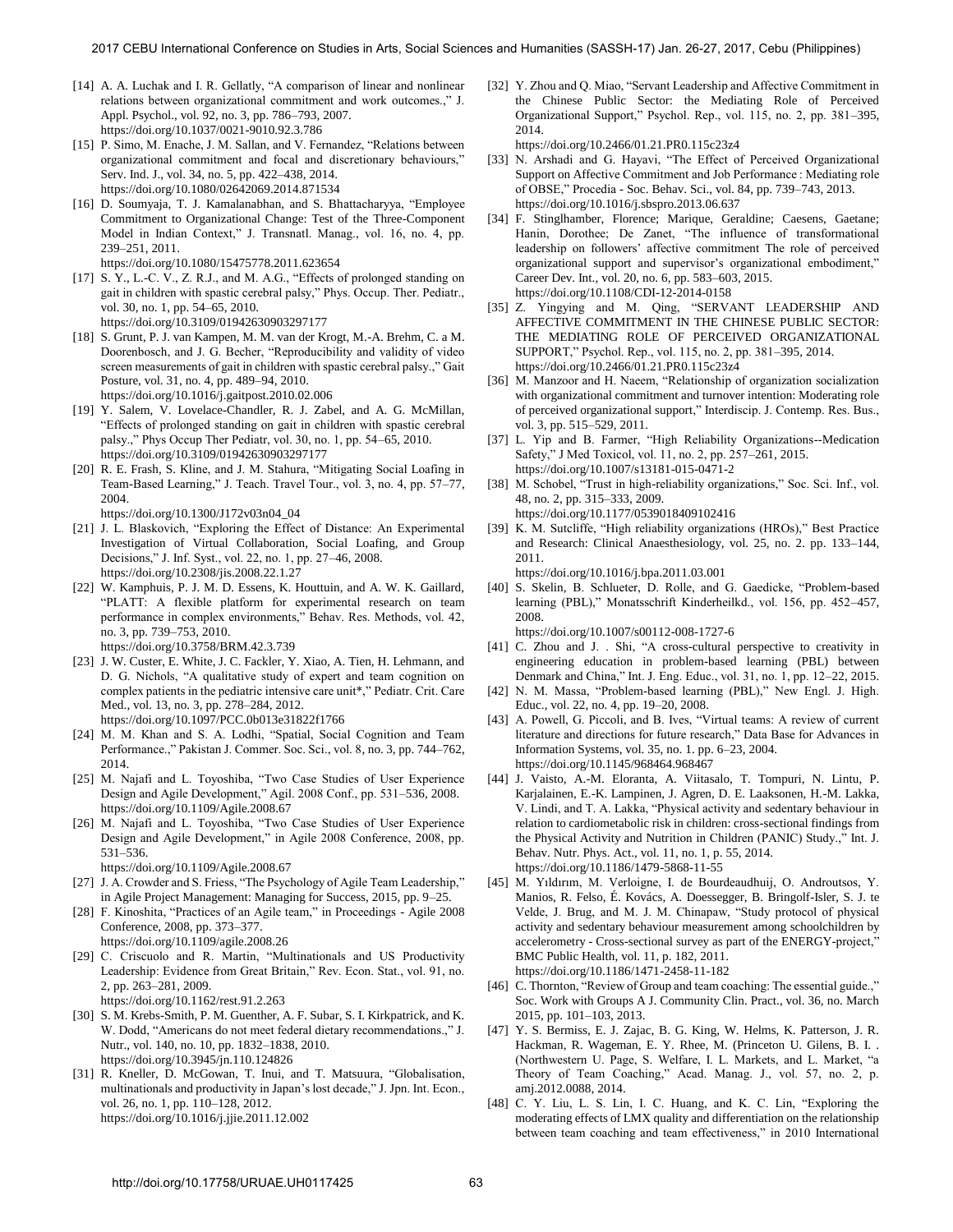[14] A. A. Luchak and I. R. Gellatly, "A comparison of linear and nonlinear relations between organizational commitment and work outcomes.," J. Appl. Psychol., vol. 92, no. 3, pp. 786–793, 2007. https://doi.org/10.1037/0021-9010.92.3.786

[15] P. Simo, M. Enache, J. M. Sallan, and V. Fernandez, "Relations between organizational commitment and focal and discretionary behaviours," Serv. Ind. J., vol. 34, no. 5, pp. 422–438, 2014. https://doi.org/10.1080/02642069.2014.871534

[16] D. Soumyaja, T. J. Kamalanabhan, and S. Bhattacharyya, "Employee Commitment to Organizational Change: Test of the Three-Component Model in Indian Context," J. Transnatl. Manag., vol. 16, no. 4, pp. 239–251, 2011. https://doi.org/10.1080/15475778.2011.623654

[17] S. Y., L.-C. V., Z. R.J., and M. A.G., "Effects of prolonged standing on gait in children with spastic cerebral palsy," Phys. Occup. Ther. Pediatr., vol. 30, no. 1, pp. 54–65, 2010. https://doi.org/10.3109/01942630903297177

[18] S. Grunt, P. J. van Kampen, M. M. van der Krogt, M.-A. Brehm, C. a M. Doorenbosch, and J. G. Becher, "Reproducibility and validity of video screen measurements of gait in children with spastic cerebral palsy.," Gait Posture, vol. 31, no. 4, pp. 489–94, 2010. https://doi.org/10.1016/j.gaitpost.2010.02.006

[19] Y. Salem, V. Lovelace-Chandler, R. J. Zabel, and A. G. McMillan, "Effects of prolonged standing on gait in children with spastic cerebral palsy.," Phys Occup Ther Pediatr, vol. 30, no. 1, pp. 54–65, 2010. https://doi.org/10.3109/01942630903297177

[20] R. E. Frash, S. Kline, and J. M. Stahura, "Mitigating Social Loafing in Team-Based Learning," J. Teach. Travel Tour., vol. 3, no. 4, pp. 57–77, 2004. https://doi.org/10.1300/J172v03n04_04

[21] J. L. Blaskovich, "Exploring the Effect of Distance: An Experimental Investigation of Virtual Collaboration, Social Loafing, and Group Decisions," J. Inf. Syst., vol. 22, no. 1, pp. 27–46, 2008. https://doi.org/10.2308/jis.2008.22.1.27

[22] W. Kamphuis, P. J. M. D. Essens, K. Houttuin, and A. W. K. Gaillard, "PLATT: A flexible platform for experimental research on team performance in complex environments," Behav. Res. Methods, vol. 42, no. 3, pp. 739–753, 2010. https://doi.org/10.3758/BRM.42.3.739

[23] J. W. Custer, E. White, J. C. Fackler, Y. Xiao, A. Tien, H. Lehmann, and D. G. Nichols, "A qualitative study of expert and team cognition on complex patients in the pediatric intensive care unit*," Pediatr. Crit. Care Med., vol. 13, no. 3, pp. 278–284, 2012. https://doi.org/10.1097/PCC.0b013e31822f1766

[24] M. M. Khan and S. A. Lodhi, "Spatial, Social Cognition and Team Performance.," Pakistan J. Commer. Soc. Sci., vol. 8, no. 3, pp. 744–762, 2014.

[25] M. Najafi and L. Toyoshiba, "Two Case Studies of User Experience Design and Agile Development," Agil. 2008 Conf., pp. 531–536, 2008. https://doi.org/10.1109/Agile.2008.67

[26] M. Najafi and L. Toyoshiba, "Two Case Studies of User Experience Design and Agile Development," in Agile 2008 Conference, 2008, pp. 531–536. https://doi.org/10.1109/Agile.2008.67

[27] J. A. Crowder and S. Friess, "The Psychology of Agile Team Leadership," in Agile Project Management: Managing for Success, 2015, pp. 9–25.

[28] F. Kinoshita, "Practices of an Agile team," in Proceedings - Agile 2008 Conference, 2008, pp. 373–377. https://doi.org/10.1109/agile.2008.26

[29] C. Criscuolo and R. Martin, "Multinationals and US Productivity Leadership: Evidence from Great Britain," Rev. Econ. Stat., vol. 91, no. 2, pp. 263–281, 2009. https://doi.org/10.1162/rest.91.2.263

[30] S. M. Krebs-Smith, P. M. Guenther, A. F. Subar, S. I. Kirkpatrick, and K. W. Dodd, "Americans do not meet federal dietary recommendations.," J. Nutr., vol. 140, no. 10, pp. 1832–1838, 2010. https://doi.org/10.3945/jn.110.124826

[31] R. Kneller, D. McGowan, T. Inui, and T. Matsuura, "Globalisation, multinationals and productivity in Japan's lost decade," J. Jpn. Int. Econ., vol. 26, no. 1, pp. 110–128, 2012. https://doi.org/10.1016/j.jjie.2011.12.002

[32] Y. Zhou and Q. Miao, "Servant Leadership and Affective Commitment in the Chinese Public Sector: the Mediating Role of Perceived Organizational Support," Psychol. Rep., vol. 115, no. 2, pp. 381–395, 2014. https://doi.org/10.2466/01.21.PR0.115c23z4

[33] N. Arshadi and G. Hayavi, "The Effect of Perceived Organizational Support on Affective Commitment and Job Performance : Mediating role of OBSE," Procedia - Soc. Behav. Sci., vol. 84, pp. 739–743, 2013. https://doi.org/10.1016/j.sbspro.2013.06.637

[34] F. Stinglhamber, Florence; Marique, Geraldine; Caesens, Gaetane; Hanin, Dorothee; De Zanet, "The influence of transformational leadership on followers' affective commitment The role of perceived organizational support and supervisor's organizational embodiment," Career Dev. Int., vol. 20, no. 6, pp. 583–603, 2015. https://doi.org/10.1108/CDI-12-2014-0158

[35] Z. Yingying and M. Qing, "SERVANT LEADERSHIP AND AFFECTIVE COMMITMENT IN THE CHINESE PUBLIC SECTOR: THE MEDIATING ROLE OF PERCEIVED ORGANIZATIONAL SUPPORT," Psychol. Rep., vol. 115, no. 2, pp. 381–395, 2014. https://doi.org/10.2466/01.21.PR0.115c23z4

[36] M. Manzoor and H. Naeem, "Relationship of organization socialization with organizational commitment and turnover intention: Moderating role of perceived organizational support," Interdiscip. J. Contemp. Res. Bus., vol. 3, pp. 515–529, 2011.

[37] L. Yip and B. Farmer, "High Reliability Organizations--Medication Safety," J Med Toxicol, vol. 11, no. 2, pp. 257–261, 2015. https://doi.org/10.1007/s13181-015-0471-2

[38] M. Schobel, "Trust in high-reliability organizations," Soc. Sci. Inf., vol. 48, no. 2, pp. 315–333, 2009. https://doi.org/10.1177/0539018409102416

[39] K. M. Sutcliffe, "High reliability organizations (HROs)," Best Practice and Research: Clinical Anaesthesiology, vol. 25, no. 2. pp. 133–144, 2011. https://doi.org/10.1016/j.bpa.2011.03.001

[40] S. Skelin, B. Schlueter, D. Rolle, and G. Gaedicke, "Problem-based learning (PBL)," Monatsschrift Kinderheilkd., vol. 156, pp. 452–457, 2008. https://doi.org/10.1007/s00112-008-1727-6

[41] C. Zhou and J. . Shi, "A cross-cultural perspective to creativity in engineering education in problem-based learning (PBL) between Denmark and China," Int. J. Eng. Educ., vol. 31, no. 1, pp. 12–22, 2015.

[42] N. M. Massa, "Problem-based learning (PBL)," New Engl. J. High. Educ., vol. 22, no. 4, pp. 19–20, 2008.

[43] A. Powell, G. Piccoli, and B. Ives, "Virtual teams: A review of current literature and directions for future research," Data Base for Advances in Information Systems, vol. 35, no. 1. pp. 6–23, 2004. https://doi.org/10.1145/968464.968467

[44] J. Vaisto, A.-M. Eloranta, A. Viitasalo, T. Tompuri, N. Lintu, P. Karjalainen, E.-K. Lampinen, J. Agren, D. E. Laaksonen, H.-M. Lakka, V. Lindi, and T. A. Lakka, "Physical activity and sedentary behaviour in relation to cardiometabolic risk in children: cross-sectional findings from the Physical Activity and Nutrition in Children (PANIC) Study.," Int. J. Behav. Nutr. Phys. Act., vol. 11, no. 1, p. 55, 2014. https://doi.org/10.1186/1479-5868-11-55

[45] M. Yıldırım, M. Verloigne, I. de Bourdeaudhuij, O. Androutsos, Y. Manios, R. Felso, É. Kovács, A. Doessegger, B. Bringolf-Isler, S. J. te Velde, J. Brug, and M. J. M. Chinapaw, "Study protocol of physical activity and sedentary behaviour measurement among schoolchildren by accelerometry - Cross-sectional survey as part of the ENERGY-project," BMC Public Health, vol. 11, p. 182, 2011. https://doi.org/10.1186/1471-2458-11-182

[46] C. Thornton, "Review of Group and team coaching: The essential guide.," Soc. Work with Groups A J. Community Clin. Pract., vol. 36, no. March 2015, pp. 101–103, 2013.

[47] Y. S. Bermiss, E. J. Zajac, B. G. King, W. Helms, K. Patterson, J. R. Hackman, R. Wageman, E. Y. Rhee, M. (Princeton U. Gilens, B. I. . (Northwestern U. Page, S. Welfare, I. L. Markets, and L. Market, "a Theory of Team Coaching," Acad. Manag. J., vol. 57, no. 2, p. amj.2012.0088, 2014.

[48] C. Y. Liu, L. S. Lin, I. C. Huang, and K. C. Lin, "Exploring the moderating effects of LMX quality and differentiation on the relationship between team coaching and team effectiveness," in 2010 International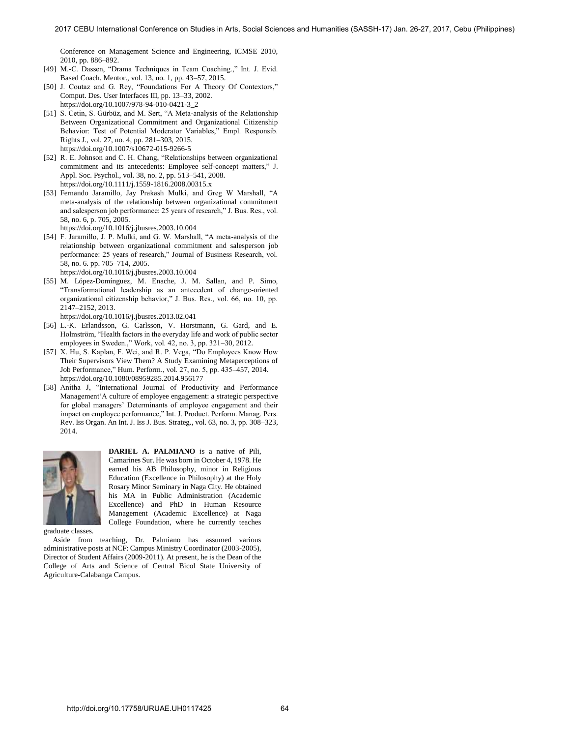Conference on Management Science and Engineering, ICMSE 2010, 2010, pp. 886–892.

[49] M.-C. Dassen, "Drama Techniques in Team Coaching.," Int. J. Evid. Based Coach. Mentor., vol. 13, no. 1, pp. 43–57, 2015.

[50] J. Coutaz and G. Rey, "Foundations For A Theory Of Contextors," Comput. Des. User Interfaces III, pp. 13–33, 2002. https://doi.org/10.1007/978-94-010-0421-3_2

[51] S. Cetin, S. Gürbüz, and M. Sert, "A Meta-analysis of the Relationship Between Organizational Commitment and Organizational Citizenship Behavior: Test of Potential Moderator Variables," Empl. Responsib. Rights J., vol. 27, no. 4, pp. 281–303, 2015. https://doi.org/10.1007/s10672-015-9266-5

[52] R. E. Johnson and C. H. Chang, "Relationships between organizational commitment and its antecedents: Employee self-concept matters," J. Appl. Soc. Psychol., vol. 38, no. 2, pp. 513–541, 2008. https://doi.org/10.1111/j.1559-1816.2008.00315.x

[53] Fernando Jaramillo, Jay Prakash Mulki, and Greg W Marshall, "A meta-analysis of the relationship between organizational commitment and salesperson job performance: 25 years of research," J. Bus. Res., vol. 58, no. 6, p. 705, 2005. https://doi.org/10.1016/j.jbusres.2003.10.004

[54] F. Jaramillo, J. P. Mulki, and G. W. Marshall, "A meta-analysis of the relationship between organizational commitment and salesperson job performance: 25 years of research," Journal of Business Research, vol. 58, no. 6. pp. 705–714, 2005. https://doi.org/10.1016/j.jbusres.2003.10.004

[55] M. López-Domínguez, M. Enache, J. M. Sallan, and P. Simo, "Transformational leadership as an antecedent of change-oriented organizational citizenship behavior," J. Bus. Res., vol. 66, no. 10, pp. 2147–2152, 2013. https://doi.org/10.1016/j.jbusres.2013.02.041

[56] L.-K. Erlandsson, G. Carlsson, V. Horstmann, G. Gard, and E. Holmström, "Health factors in the everyday life and work of public sector employees in Sweden.," Work, vol. 42, no. 3, pp. 321–30, 2012.

[57] X. Hu, S. Kaplan, F. Wei, and R. P. Vega, "Do Employees Know How Their Supervisors View Them? A Study Examining Metaperceptions of Job Performance," Hum. Perform., vol. 27, no. 5, pp. 435–457, 2014. https://doi.org/10.1080/08959285.2014.956177

[58] Anitha J, "International Journal of Productivity and Performance Management'A culture of employee engagement: a strategic perspective for global managers' Determinants of employee engagement and their impact on employee performance," Int. J. Product. Perform. Manag. Pers. Rev. Iss Organ. An Int. J. Iss J. Bus. Strateg., vol. 63, no. 3, pp. 308–323, 2014.

**DARIEL A. PALMIANO** is a native of Pili, Camarines Sur. He was born in October 4, 1978. He earned his AB Philosophy, minor in Religious Education (Excellence in Philosophy) at the Holy Rosary Minor Seminary in Naga City. He obtained his MA in Public Administration (Academic Excellence) and PhD in Human Resource Management (Academic Excellence) at Naga College Foundation, where he currently teaches graduate classes.

Aside from teaching, Dr. Palmiano has assumed various administrative posts at NCF: Campus Ministry Coordinator (2003-2005), Director of Student Affairs (2009-2011). At present, he is the Dean of the College of Arts and Science of Central Bicol State University of Agriculture-Calabanga Campus.